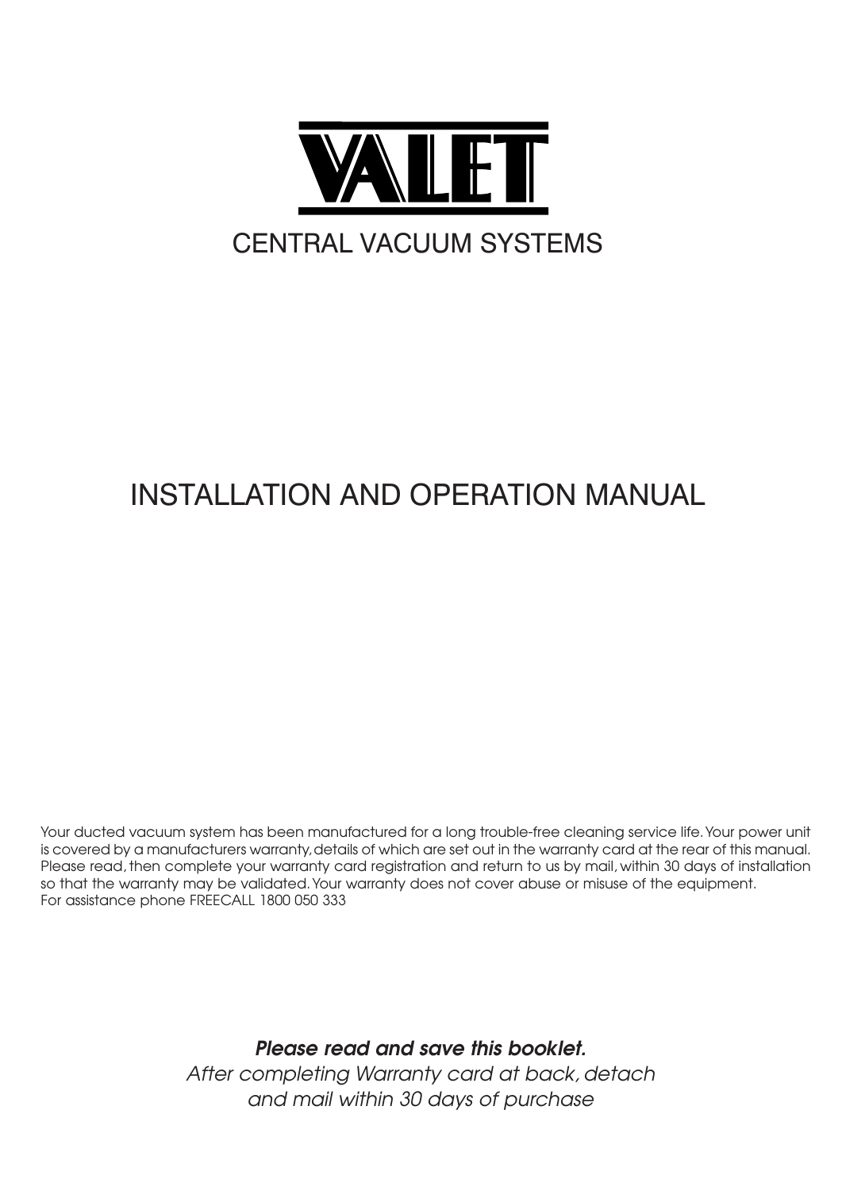# VALET

## CENTRAL VACUUM SYSTEMS

# INSTALLATION AND OPERATION MANUAL

Your ducted vacuum system has been manufactured for a long trouble-free cleaning service life. Your power unit is covered by a manufacturers warranty, details of which are set out in the warranty card at the rear of this manual. Please read, then complete your warranty card registration and return to us by mail, within 30 days of installation so that the warranty may be validated. Your warranty does not cover abuse or misuse of the equipment.
For assistance phone FREECALL 1800 050 333

***Please read and save this booklet.***

*After completing Warranty card at back, detach and mail within 30 days of purchase*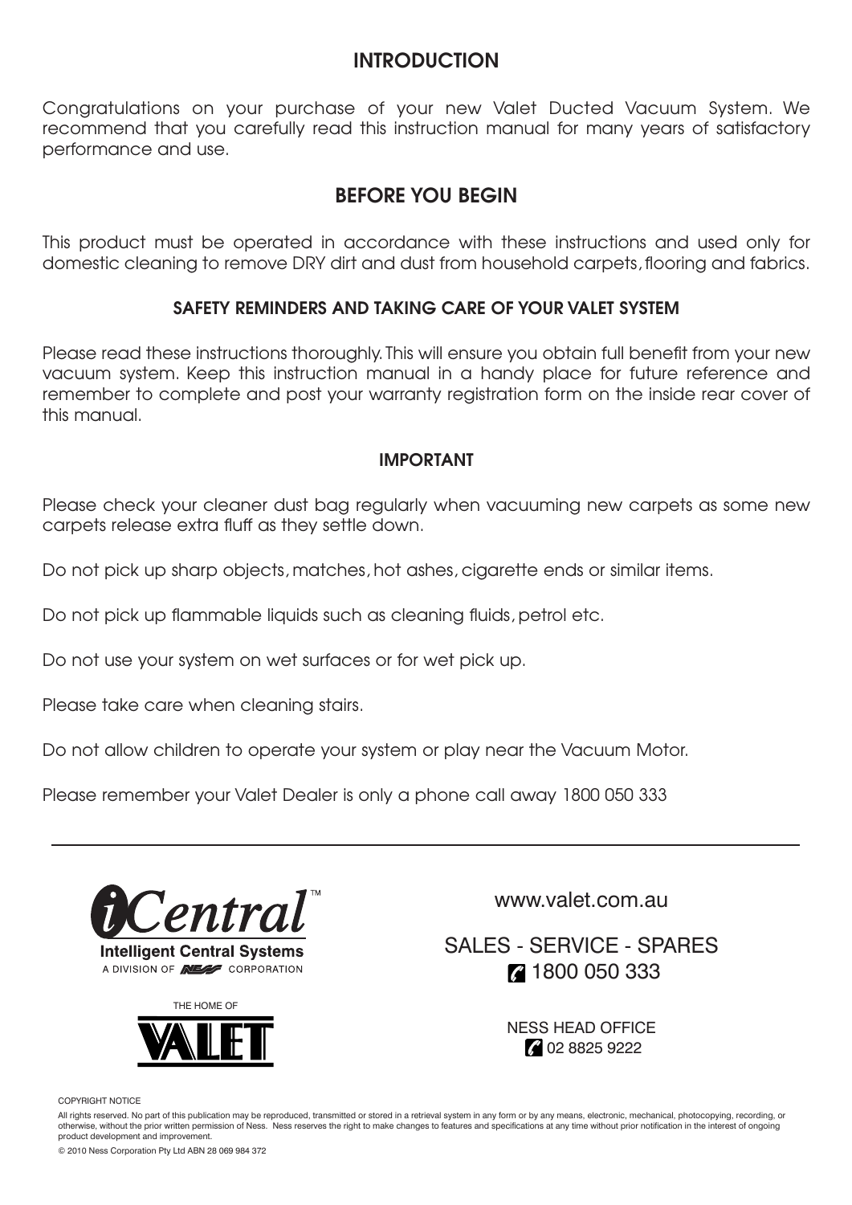## INTRODUCTION

Congratulations on your purchase of your new Valet Ducted Vacuum System. We recommend that you carefully read this instruction manual for many years of satisfactory performance and use.

## BEFORE YOU BEGIN

This product must be operated in accordance with these instructions and used only for domestic cleaning to remove DRY dirt and dust from household carpets, flooring and fabrics.

### SAFETY REMINDERS AND TAKING CARE OF YOUR VALET SYSTEM

Please read these instructions thoroughly. This will ensure you obtain full benefit from your new vacuum system. Keep this instruction manual in a handy place for future reference and remember to complete and post your warranty registration form on the inside rear cover of this manual.

### IMPORTANT

Please check your cleaner dust bag regularly when vacuuming new carpets as some new carpets release extra fluff as they settle down.

Do not pick up sharp objects, matches, hot ashes, cigarette ends or similar items.

Do not pick up flammable liquids such as cleaning fluids, petrol etc.

Do not use your system on wet surfaces or for wet pick up.

Please take care when cleaning stairs.

Do not allow children to operate your system or play near the Vacuum Motor.

Please remember your Valet Dealer is only a phone call away 1800 050 333

---

iCentral™
Intelligent Central Systems
A DIVISION OF NESS CORPORATION

THE HOME OF VALET

www.valet.com.au

SALES - SERVICE - SPARES
1800 050 333

NESS HEAD OFFICE
02 8825 9222

COPYRIGHT NOTICE

All rights reserved. No part of this publication may be reproduced, transmitted or stored in a retrieval system in any form or by any means, electronic, mechanical, photocopying, recording, or otherwise, without the prior written permission of Ness. Ness reserves the right to make changes to features and specifications at any time without prior notification in the interest of ongoing product development and improvement.

© 2010 Ness Corporation Pty Ltd ABN 28 069 984 372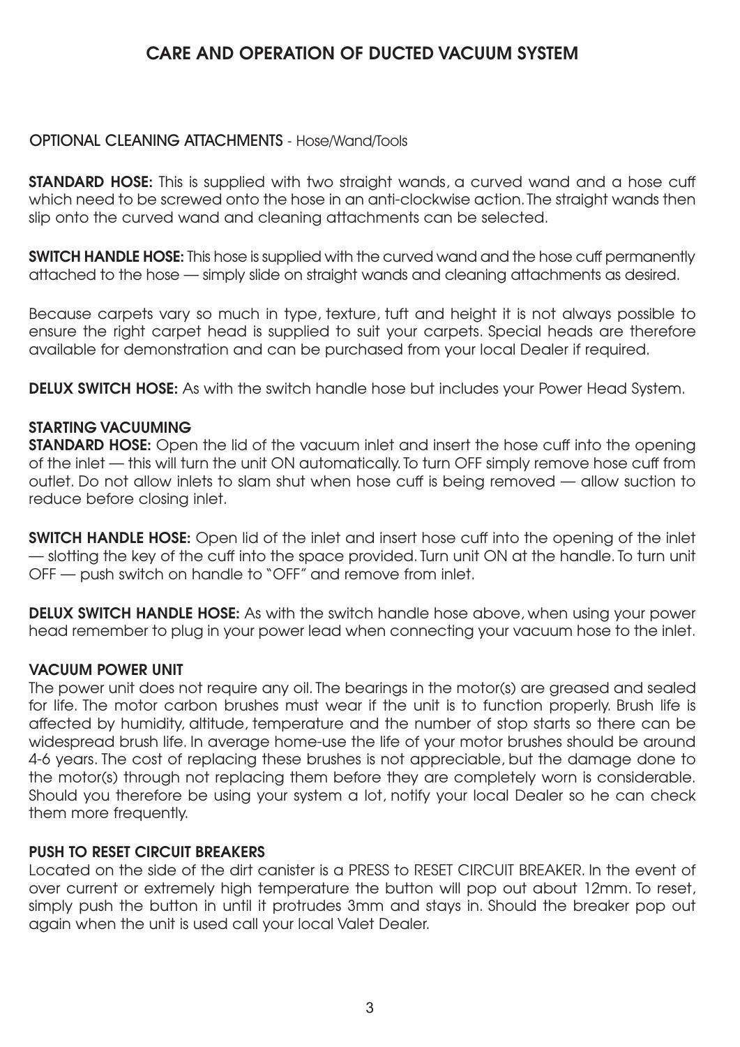# CARE AND OPERATION OF DUCTED VACUUM SYSTEM

## OPTIONAL CLEANING ATTACHMENTS - Hose/Wand/Tools

**STANDARD HOSE:** This is supplied with two straight wands, a curved wand and a hose cuff which need to be screwed onto the hose in an anti-clockwise action. The straight wands then slip onto the curved wand and cleaning attachments can be selected.

**SWITCH HANDLE HOSE:** This hose is supplied with the curved wand and the hose cuff permanently attached to the hose — simply slide on straight wands and cleaning attachments as desired.

Because carpets vary so much in type, texture, tuft and height it is not always possible to ensure the right carpet head is supplied to suit your carpets. Special heads are therefore available for demonstration and can be purchased from your local Dealer if required.

**DELUX SWITCH HOSE:** As with the switch handle hose but includes your Power Head System.

## STARTING VACUUMING

**STANDARD HOSE:** Open the lid of the vacuum inlet and insert the hose cuff into the opening of the inlet — this will turn the unit ON automatically. To turn OFF simply remove hose cuff from outlet. Do not allow inlets to slam shut when hose cuff is being removed — allow suction to reduce before closing inlet.

**SWITCH HANDLE HOSE:** Open lid of the inlet and insert hose cuff into the opening of the inlet — slotting the key of the cuff into the space provided. Turn unit ON at the handle. To turn unit OFF — push switch on handle to "OFF" and remove from inlet.

**DELUX SWITCH HANDLE HOSE:** As with the switch handle hose above, when using your power head remember to plug in your power lead when connecting your vacuum hose to the inlet.

## VACUUM POWER UNIT

The power unit does not require any oil. The bearings in the motor(s) are greased and sealed for life. The motor carbon brushes must wear if the unit is to function properly. Brush life is affected by humidity, altitude, temperature and the number of stop starts so there can be widespread brush life. In average home-use the life of your motor brushes should be around 4-6 years. The cost of replacing these brushes is not appreciable, but the damage done to the motor(s) through not replacing them before they are completely worn is considerable. Should you therefore be using your system a lot, notify your local Dealer so he can check them more frequently.

## PUSH TO RESET CIRCUIT BREAKERS

Located on the side of the dirt canister is a PRESS to RESET CIRCUIT BREAKER. In the event of over current or extremely high temperature the button will pop out about 12mm. To reset, simply push the button in until it protrudes 3mm and stays in. Should the breaker pop out again when the unit is used call your local Valet Dealer.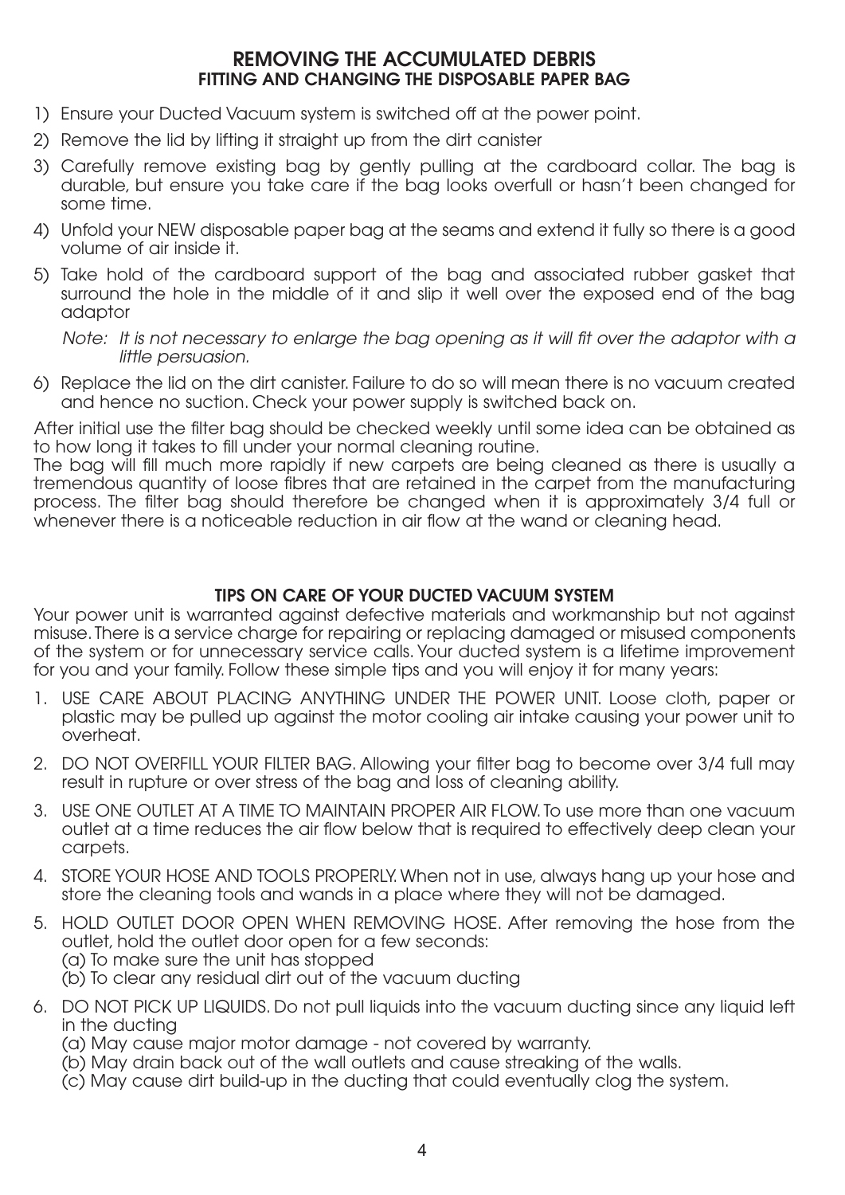## REMOVING THE ACCUMULATED DEBRIS

### FITTING AND CHANGING THE DISPOSABLE PAPER BAG

1) Ensure your Ducted Vacuum system is switched off at the power point.
2) Remove the lid by lifting it straight up from the dirt canister
3) Carefully remove existing bag by gently pulling at the cardboard collar. The bag is durable, but ensure you take care if the bag looks overfull or hasn't been changed for some time.
4) Unfold your NEW disposable paper bag at the seams and extend it fully so there is a good volume of air inside it.
5) Take hold of the cardboard support of the bag and associated rubber gasket that surround the hole in the middle of it and slip it well over the exposed end of the bag adaptor

   *Note: It is not necessary to enlarge the bag opening as it will fit over the adaptor with a little persuasion.*

6) Replace the lid on the dirt canister. Failure to do so will mean there is no vacuum created and hence no suction. Check your power supply is switched back on.

After initial use the filter bag should be checked weekly until some idea can be obtained as to how long it takes to fill under your normal cleaning routine.
The bag will fill much more rapidly if new carpets are being cleaned as there is usually a tremendous quantity of loose fibres that are retained in the carpet from the manufacturing process. The filter bag should therefore be changed when it is approximately 3/4 full or whenever there is a noticeable reduction in air flow at the wand or cleaning head.

### TIPS ON CARE OF YOUR DUCTED VACUUM SYSTEM

Your power unit is warranted against defective materials and workmanship but not against misuse. There is a service charge for repairing or replacing damaged or misused components of the system or for unnecessary service calls. Your ducted system is a lifetime improvement for you and your family. Follow these simple tips and you will enjoy it for many years:

1. USE CARE ABOUT PLACING ANYTHING UNDER THE POWER UNIT. Loose cloth, paper or plastic may be pulled up against the motor cooling air intake causing your power unit to overheat.
2. DO NOT OVERFILL YOUR FILTER BAG. Allowing your filter bag to become over 3/4 full may result in rupture or over stress of the bag and loss of cleaning ability.
3. USE ONE OUTLET AT A TIME TO MAINTAIN PROPER AIR FLOW. To use more than one vacuum outlet at a time reduces the air flow below that is required to effectively deep clean your carpets.
4. STORE YOUR HOSE AND TOOLS PROPERLY. When not in use, always hang up your hose and store the cleaning tools and wands in a place where they will not be damaged.
5. HOLD OUTLET DOOR OPEN WHEN REMOVING HOSE. After removing the hose from the outlet, hold the outlet door open for a few seconds:
   (a) To make sure the unit has stopped
   (b) To clear any residual dirt out of the vacuum ducting
6. DO NOT PICK UP LIQUIDS. Do not pull liquids into the vacuum ducting since any liquid left in the ducting
   (a) May cause major motor damage - not covered by warranty.
   (b) May drain back out of the wall outlets and cause streaking of the walls.
   (c) May cause dirt build-up in the ducting that could eventually clog the system.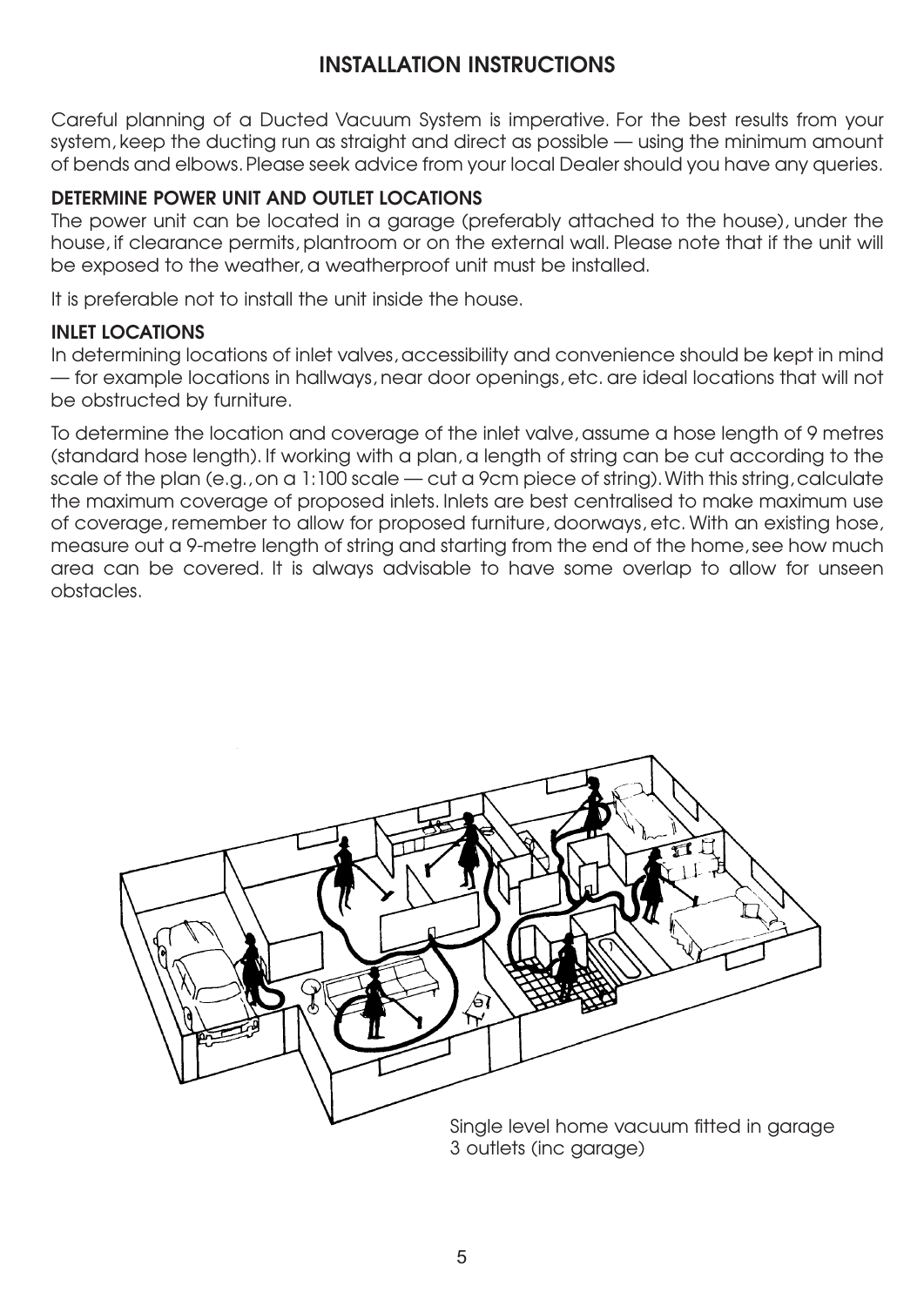# INSTALLATION INSTRUCTIONS

Careful planning of a Ducted Vacuum System is imperative. For the best results from your system, keep the ducting run as straight and direct as possible — using the minimum amount of bends and elbows. Please seek advice from your local Dealer should you have any queries.

### DETERMINE POWER UNIT AND OUTLET LOCATIONS

The power unit can be located in a garage (preferably attached to the house), under the house, if clearance permits, plantroom or on the external wall. Please note that if the unit will be exposed to the weather, a weatherproof unit must be installed.

It is preferable not to install the unit inside the house.

### INLET LOCATIONS

In determining locations of inlet valves, accessibility and convenience should be kept in mind — for example locations in hallways, near door openings, etc. are ideal locations that will not be obstructed by furniture.

To determine the location and coverage of the inlet valve, assume a hose length of 9 metres (standard hose length). If working with a plan, a length of string can be cut according to the scale of the plan (e.g., on a 1:100 scale — cut a 9cm piece of string). With this string, calculate the maximum coverage of proposed inlets. Inlets are best centralised to make maximum use of coverage, remember to allow for proposed furniture, doorways, etc. With an existing hose, measure out a 9-metre length of string and starting from the end of the home, see how much area can be covered. It is always advisable to have some overlap to allow for unseen obstacles.

Single level home vacuum fitted in garage
3 outlets (inc garage)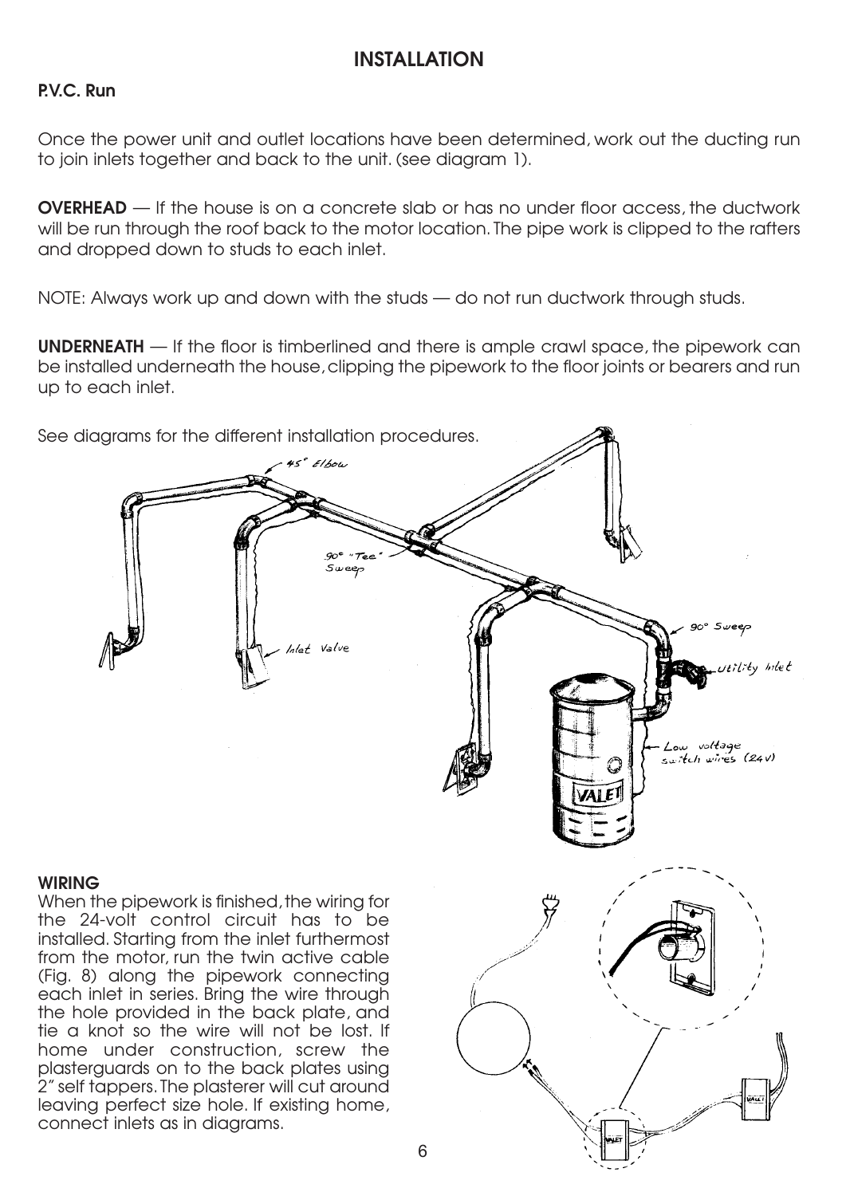# INSTALLATION

## P.V.C. Run

Once the power unit and outlet locations have been determined, work out the ducting run to join inlets together and back to the unit. (see diagram 1).

**OVERHEAD** — If the house is on a concrete slab or has no under floor access, the ductwork will be run through the roof back to the motor location. The pipe work is clipped to the rafters and dropped down to studs to each inlet.

NOTE: Always work up and down with the studs — do not run ductwork through studs.

**UNDERNEATH** — If the floor is timberlined and there is ample crawl space, the pipework can be installed underneath the house, clipping the pipework to the floor joints or bearers and run up to each inlet.

See diagrams for the different installation procedures.

## WIRING

When the pipework is finished, the wiring for the 24-volt control circuit has to be installed. Starting from the inlet furthermost from the motor, run the twin active cable (Fig. 8) along the pipework connecting each inlet in series. Bring the wire through the hole provided in the back plate, and tie a knot so the wire will not be lost. If home under construction, screw the plasterguards on to the back plates using 2" self tappers. The plasterer will cut around leaving perfect size hole. If existing home, connect inlets as in diagrams.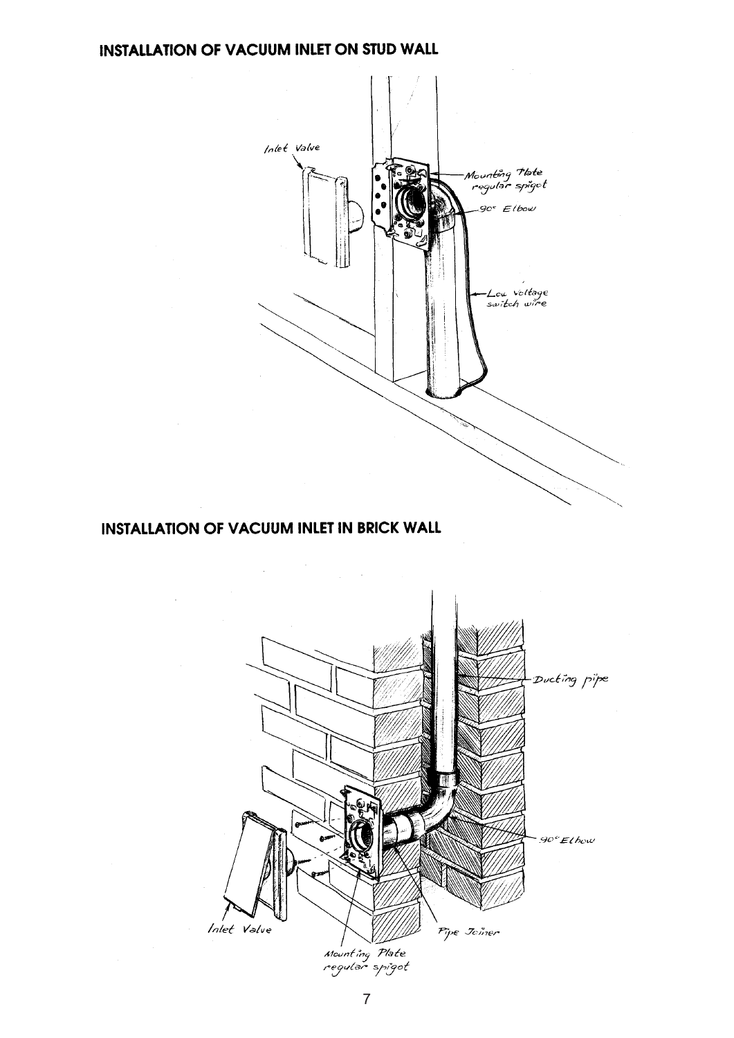## INSTALLATION OF VACUUM INLET ON STUD WALL

## INSTALLATION OF VACUUM INLET IN BRICK WALL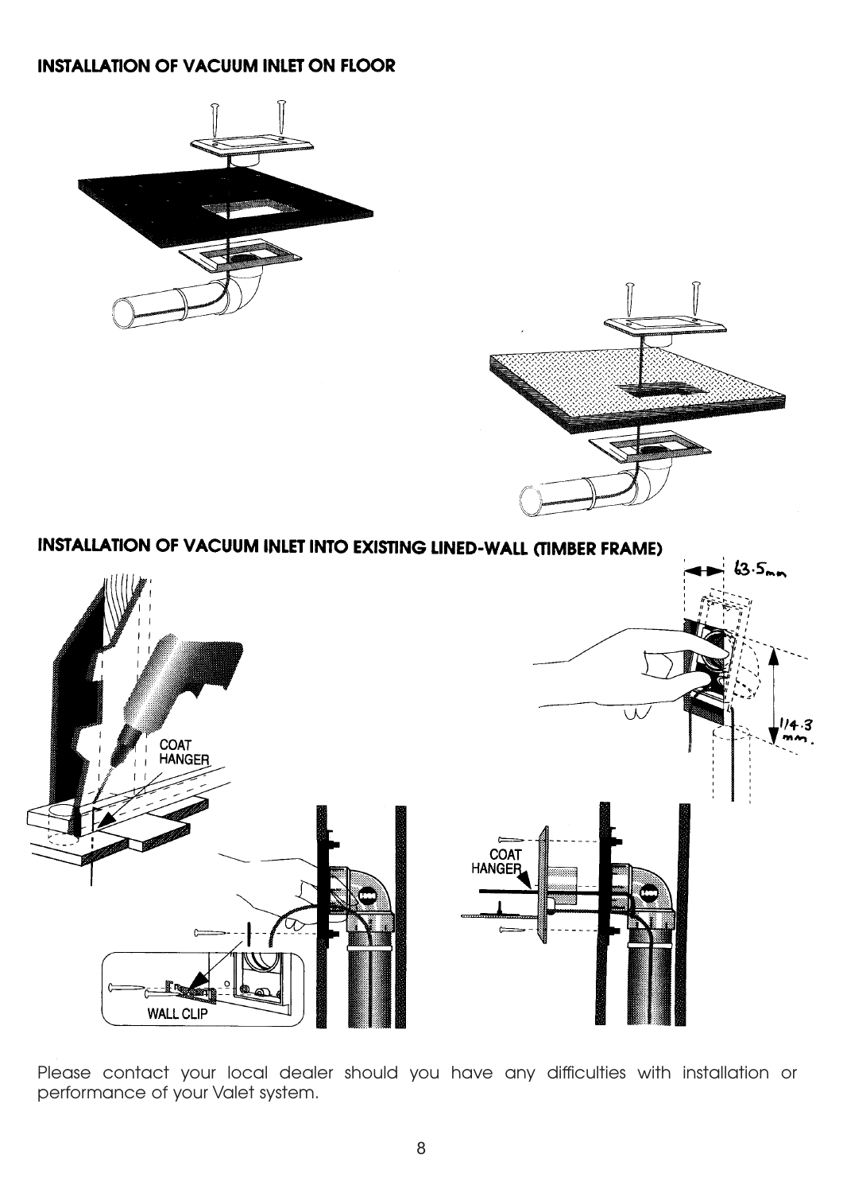## INSTALLATION OF VACUUM INLET ON FLOOR

## INSTALLATION OF VACUUM INLET INTO EXISTING LINED-WALL (TIMBER FRAME)

63.5mm

114.3 mm.

COAT HANGER

COAT HANGER

WALL CLIP

Please contact your local dealer should you have any difficulties with installation or performance of your Valet system.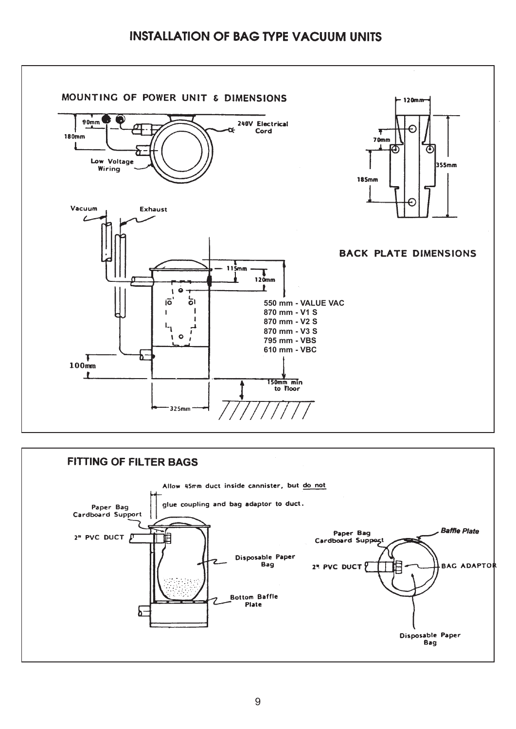# INSTALLATION OF BAG TYPE VACUUM UNITS

## MOUNTING OF POWER UNIT & DIMENSIONS

90mm

180mm

240V Electrical Cord

Low Voltage Wiring

Vacuum

Exhaust

115mm

120mm

550 mm - VALUE VAC
870 mm - V1 S
870 mm - V2 S
870 mm - V3 S
795 mm - VBS
610 mm - VBC

100mm

150mm min to floor

325mm

## BACK PLATE DIMENSIONS

120mm

70mm

185mm

355mm

## FITTING OF FILTER BAGS

Allow 45mm duct inside cannister, but do not glue coupling and bag adaptor to duct.

Paper Bag Cardboard Support

2" PVC DUCT

Disposable Paper Bag

Bottom Baffle Plate

Paper Bag Cardboard Support

*Baffle Plate*

2" PVC DUCT

BAG ADAPTOR

Disposable Paper Bag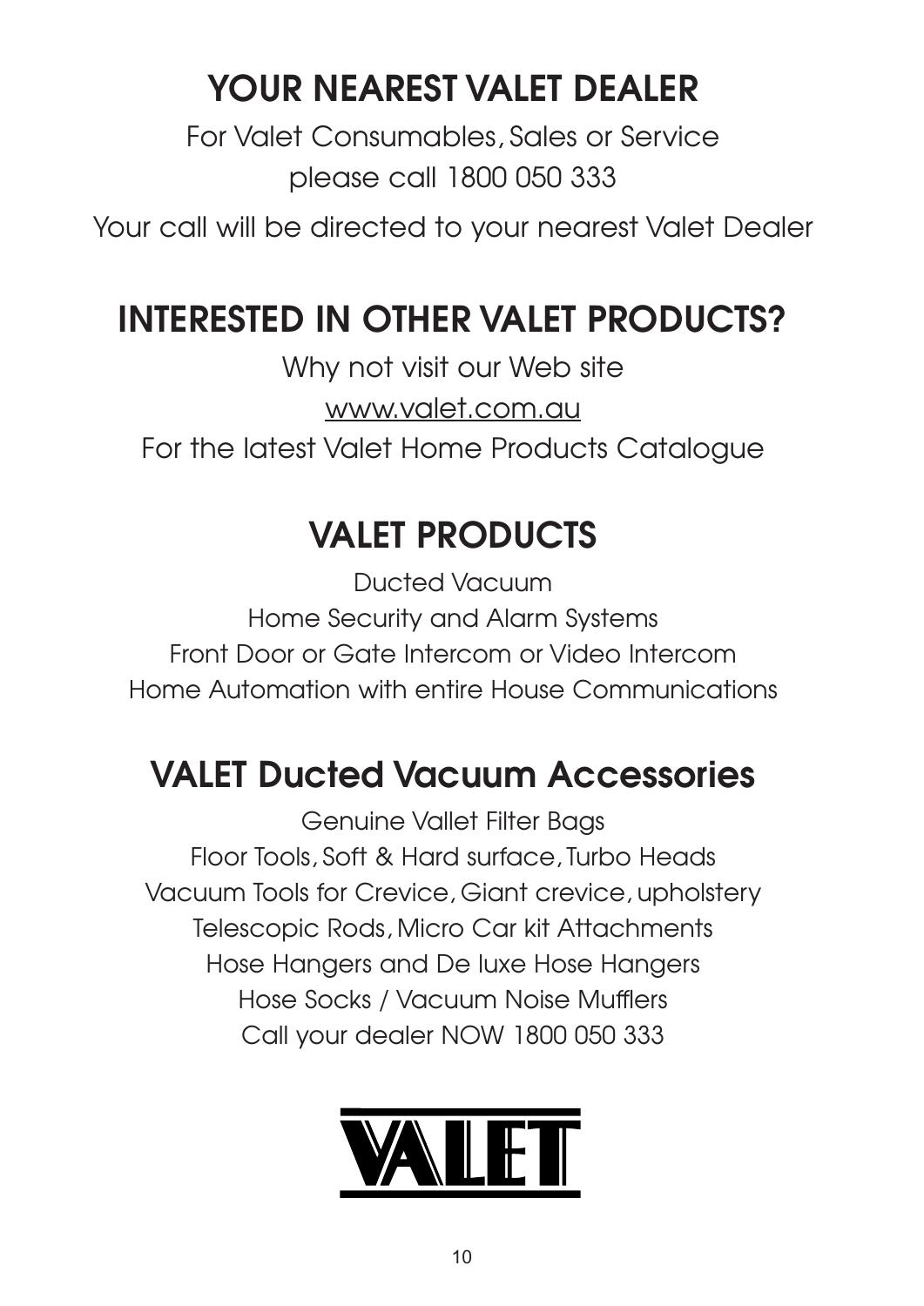## YOUR NEAREST VALET DEALER

For Valet Consumables, Sales or Service
please call 1800 050 333

Your call will be directed to your nearest Valet Dealer

## INTERESTED IN OTHER VALET PRODUCTS?

Why not visit our Web site
www.valet.com.au
For the latest Valet Home Products Catalogue

## VALET PRODUCTS

Ducted Vacuum
Home Security and Alarm Systems
Front Door or Gate Intercom or Video Intercom
Home Automation with entire House Communications

## VALET Ducted Vacuum Accessories

Genuine Vallet Filter Bags
Floor Tools, Soft & Hard surface, Turbo Heads
Vacuum Tools for Crevice, Giant crevice, upholstery
Telescopic Rods, Micro Car kit Attachments
Hose Hangers and De luxe Hose Hangers
Hose Socks / Vacuum Noise Mufflers
Call your dealer NOW 1800 050 333

VALET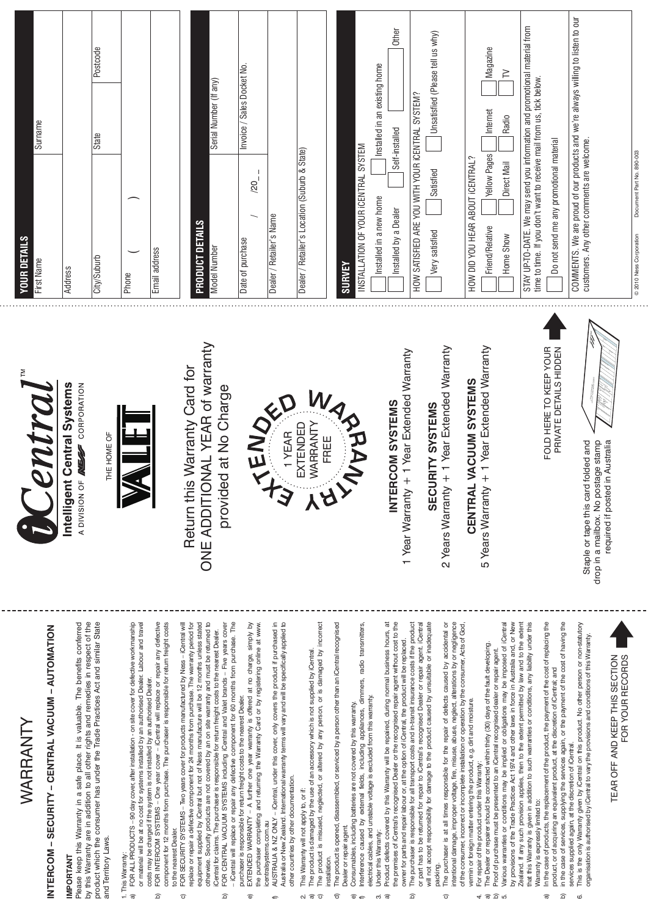# WARRANTY

## INTERCOM – SECURITY – CENTRAL VACUUM – AUTOMATION

**IMPORTANT**

Please keep this Warranty in a safe place. It is valuable. The benefits conferred by this Warranty are in addition to all other rights and remedies in respect of the product which the consumer has under the Trade Practices Act and similar State and Territory Laws.

1. This Warranty:
   a) FOR ALL PRODUCTS – 90 day cover, after installation - on site cover for defective workmanship or material will be at no cost for systems installed by an authorised Dealer. Labour and travel costs may be charged if the system is not installed by an authorised Dealer.
   b) FOR INTERCOM SYSTEMS – One year cover – iCentral will replace or repair any defective component for 12 months from purchase. The purchaser is responsible for return freight costs to the nearest Dealer.
   c) FOR SECURITY SYSTEMS – Two years cover for products manufactured by Ness – iCentral will replace or repair a defective component for 24 months from purchase. The warranty period for equipment supplied by iCentral but not of Ness manufacture will be 12 months unless stated otherwise. Security products are not covered by an on site warranty and must be returned to iCentral for claims. The purchaser is responsible for return freight costs to the nearest Dealer.
   d) FOR CENTRAL VACUUM SYSTEMS including iCentral and Valet brands – Five years cover – iCentral will replace or repair any defective component for 60 months from purchase. The purchaser is responsible for return freight costs to the nearest Dealer.
   e) EXTENDED WARRANTY – A further one year warranty is offered at no charge, simply by the purchaser completing and returning the Warranty Card or by registering online at www.icentralsystems.com.au
   f) AUSTRALIA & NZ ONLY – iCentral, under this cover, only covers the product if purchased in Australia or New Zealand. International warranty terms will vary and will be specifically applied to other countries by other documentation.
2. This Warranty will not apply to, or if:
   a) The product is damaged by the use of an accessory which is not supplied by iCentral.
   b) The product is misused, neglected, or altered by any person, or is damaged by incorrect installation.
   c) The product is opened, disassembled, or serviced by a person other than an iCentral recognised Dealer or repair agent.
   d) Consumables, including batteries are not covered by this warranty.
   e) Interference caused by external fields, including appliances, dimmers, radio transmitters, electrical cables, and unstable voltage is excluded from this warranty.
3. Under this Warranty:
   a) Product defects covered by this Warranty will be repaired, during normal business hours, at the premises of iCentral's recognised Dealer or the recognised repair agent without cost to the owner for parts and repair labour or, at the option of iCentral, the product will be replaced.
   b) The purchaser is responsible for all transport costs and in-transit insurance costs if the product or part has to be returned for repair to iCentral's recognised Dealer or repair agent. iCentral will not accept responsibility for damage to the product caused by unsuitable or inadequate packing.
   c) The purchaser is at all times responsible for the repair of defects caused by accidental or intentional damage, improper voltage, fire, misuse, abuse, neglect, alterations by or negligence of the consumer, incorrect or incomplete installation or operation by the consumer, Acts of God, vermin or foreign matter entering the product, e.g. dirt and moisture.
4. For repair of the product under this Warranty:
   a) The Dealer or repairer should be contacted within thirty (30) days of the fault developing.
   b) Proof of purchase must be presented to an iCentral recognised dealer or repair agent.
5. Various warranties or conditions may be implied or obligations may be imposed of iCentral by provisions of the Trade Practices Act 1974 and other laws in force in Australia and, or New Zealand. If any such provision applies, then to the extent permitted by law and to the extent that this Warranty is given in addition to such warranties or conditions, any liability under this Warranty is expressly limited to:
   a) in the case of products, the replacement of the product, the payment of the cost of replacing the product, or of acquiring an equivalent product, at the discretion of iCentral; and
   b) in the case of services, supplying the services again, or the payment of the cost of having the services supplied again, at the discretion of iCentral.
6. This is the only Warranty given by iCentral on this product. No other person or non-statutory organisation is authorised by iCentral to vary the provisions and conditions of this Warranty.

TEAR OFF AND KEEP THIS SECTION FOR YOUR RECORDS

---

**iCentral™**
**Intelligent Central Systems**
A DIVISION OF NESS CORPORATION

THE HOME OF VALET

Return this Warranty Card for ONE ADDITIONAL YEAR of warranty provided at No Charge

EXTENDED WARRANTY – 1 YEAR EXTENDED WARRANTY FREE

**INTERCOM SYSTEMS**
1 Year Warranty + 1 Year Extended Warranty

**SECURITY SYSTEMS**
2 Years Warranty + 1 Year Extended Warranty

**CENTRAL VACUUM SYSTEMS**
5 Years Warranty + 1 Year Extended Warranty

Staple or tape this card folded and drop in a mailbox. No postage stamp required if posted in Australia

FOLD HERE TO KEEP YOUR PRIVATE DETAILS HIDDEN

---

## YOUR DETAILS

| First Name | Surname | |
|---|---|---|
| Address | | |
| City/Suburb | State | Postcode |
| Phone ( ) | | |
| Email address | | |

## PRODUCT DETAILS

| Model Number | Serial Number (If any) |
|---|---|
| Date of purchase / /20_ _ | Invoice / Sales Docket No. |
| Dealer / Retailer's Name | |
| Dealer / Retailer's Location (Suburb & State) | |

## SURVEY

INSTALLATION OF YOUR iCENTRAL SYSTEM

- ☐ Installed in a new home
- ☐ Installed in an existing home
- ☐ Installed by a Dealer
- ☐ Self-installed
- ☐ Other

HOW SATISFIED ARE YOU WITH YOUR iCENTRAL SYSTEM?

- ☐ Very satisfied
- ☐ Satisfied
- ☐ Unsatisfied (Please tell us why)

HOW DID YOU HEAR ABOUT iCENTRAL?

- ☐ Friend/Relative
- ☐ Yellow Pages
- ☐ Internet
- ☐ Magazine
- ☐ Home Show
- ☐ Direct Mail
- ☐ Radio
- ☐ TV

STAY UP-TO-DATE. We may send you information and promotional material from time to time. If you don't want to receive mail from us, tick below.

- ☐ Do not send me any promotional material

COMMENTS. We are proud of our products and we're always willing to listen to our customers. Any other comments are welcome.

© 2010 Ness Corporation     Document Part No. 890-003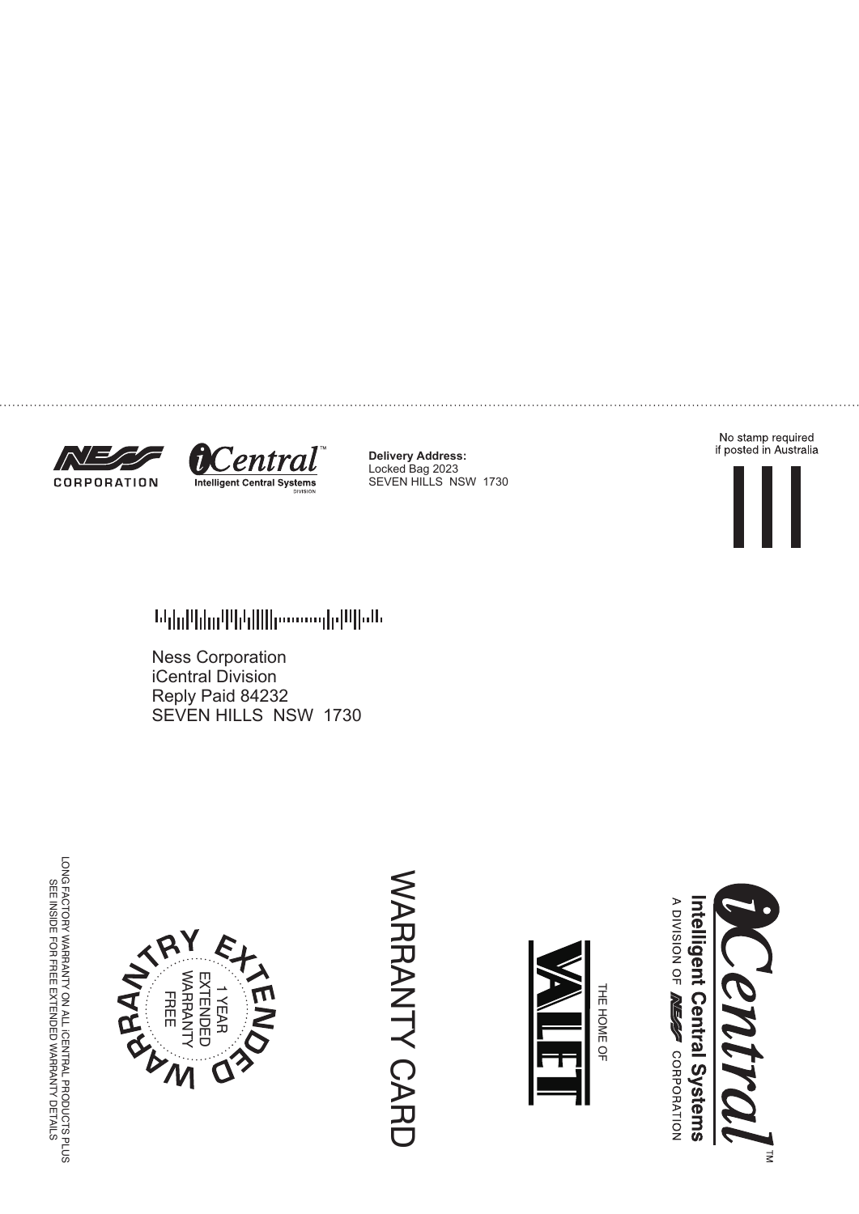NESS CORPORATION

iCentral™ Intelligent Central Systems DIVISION

**Delivery Address:**
Locked Bag 2023
SEVEN HILLS NSW 1730

No stamp required
if posted in Australia

Ness Corporation
iCentral Division
Reply Paid 84232
SEVEN HILLS NSW 1730

LONG FACTORY WARRANTY ON ALL ICENTRAL PRODUCTS PLUS
SEE INSIDE FOR FREE EXTENDED WARRANTY DETAILS

WARRANTY EXTENDED

1 YEAR
EXTENDED
WARRANTY
FREE

WARRANTY CARD

THE HOME OF
VALET

iCentral™
Intelligent Central Systems
A DIVISION OF NESS CORPORATION